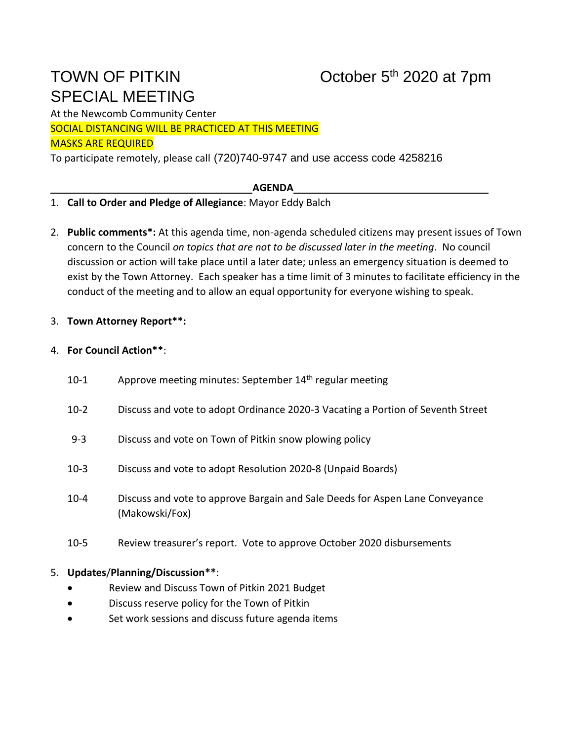# TOWN OF PITKIN SPECIAL MEETING

October 5th 2020 at 7pm

At the Newcomb Community Center

SOCIAL DISTANCING WILL BE PRACTICED AT THIS MEETING

MASKS ARE REQUIRED

To participate remotely, please call (720)740-9747 and use access code 4258216

## AGENDA

1. **Call to Order and Pledge of Allegiance**: Mayor Eddy Balch

2. **Public comments*:** At this agenda time, non-agenda scheduled citizens may present issues of Town concern to the Council *on topics that are not to be discussed later in the meeting*. No council discussion or action will take place until a later date; unless an emergency situation is deemed to exist by the Town Attorney. Each speaker has a time limit of 3 minutes to facilitate efficiency in the conduct of the meeting and to allow an equal opportunity for everyone wishing to speak.

3. **Town Attorney Report**:**

4. **For Council Action****:

   10-1 Approve meeting minutes: September 14th regular meeting

   10-2 Discuss and vote to adopt Ordinance 2020-3 Vacating a Portion of Seventh Street

   9-3 Discuss and vote on Town of Pitkin snow plowing policy

   10-3 Discuss and vote to adopt Resolution 2020-8 (Unpaid Boards)

   10-4 Discuss and vote to approve Bargain and Sale Deeds for Aspen Lane Conveyance (Makowski/Fox)

   10-5 Review treasurer's report. Vote to approve October 2020 disbursements

5. **Updates/Planning/Discussion****:
   - Review and Discuss Town of Pitkin 2021 Budget
   - Discuss reserve policy for the Town of Pitkin
   - Set work sessions and discuss future agenda items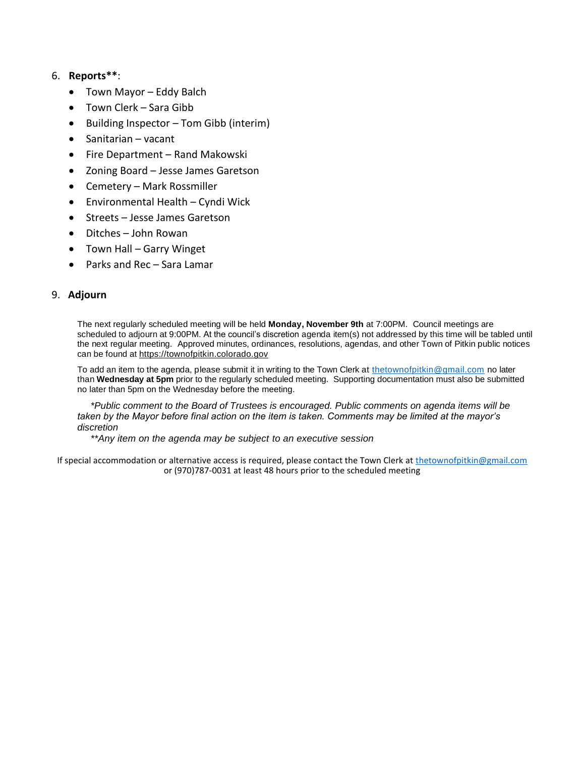6. **Reports****:
   - Town Mayor – Eddy Balch
   - Town Clerk – Sara Gibb
   - Building Inspector – Tom Gibb (interim)
   - Sanitarian – vacant
   - Fire Department – Rand Makowski
   - Zoning Board – Jesse James Garetson
   - Cemetery – Mark Rossmiller
   - Environmental Health – Cyndi Wick
   - Streets – Jesse James Garetson
   - Ditches – John Rowan
   - Town Hall – Garry Winget
   - Parks and Rec – Sara Lamar

9. **Adjourn**

The next regularly scheduled meeting will be held **Monday, November 9th** at 7:00PM. Council meetings are scheduled to adjourn at 9:00PM. At the council's discretion agenda item(s) not addressed by this time will be tabled until the next regular meeting. Approved minutes, ordinances, resolutions, agendas, and other Town of Pitkin public notices can be found at https://townofpitkin.colorado.gov

To add an item to the agenda, please submit it in writing to the Town Clerk at thetownofpitkin@gmail.com no later than **Wednesday at 5pm** prior to the regularly scheduled meeting. Supporting documentation must also be submitted no later than 5pm on the Wednesday before the meeting.

*\*Public comment to the Board of Trustees is encouraged. Public comments on agenda items will be taken by the Mayor before final action on the item is taken. Comments may be limited at the mayor's discretion*

*\*\*Any item on the agenda may be subject to an executive session*

If special accommodation or alternative access is required, please contact the Town Clerk at thetownofpitkin@gmail.com or (970)787-0031 at least 48 hours prior to the scheduled meeting